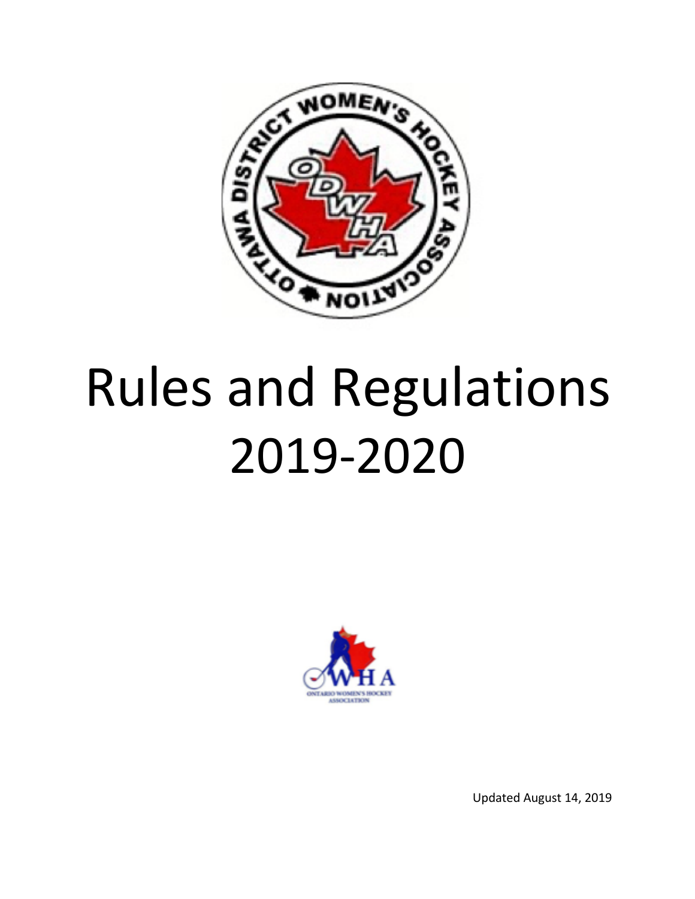# Rules and Regulations 2019-2020

Updated August 14, 2019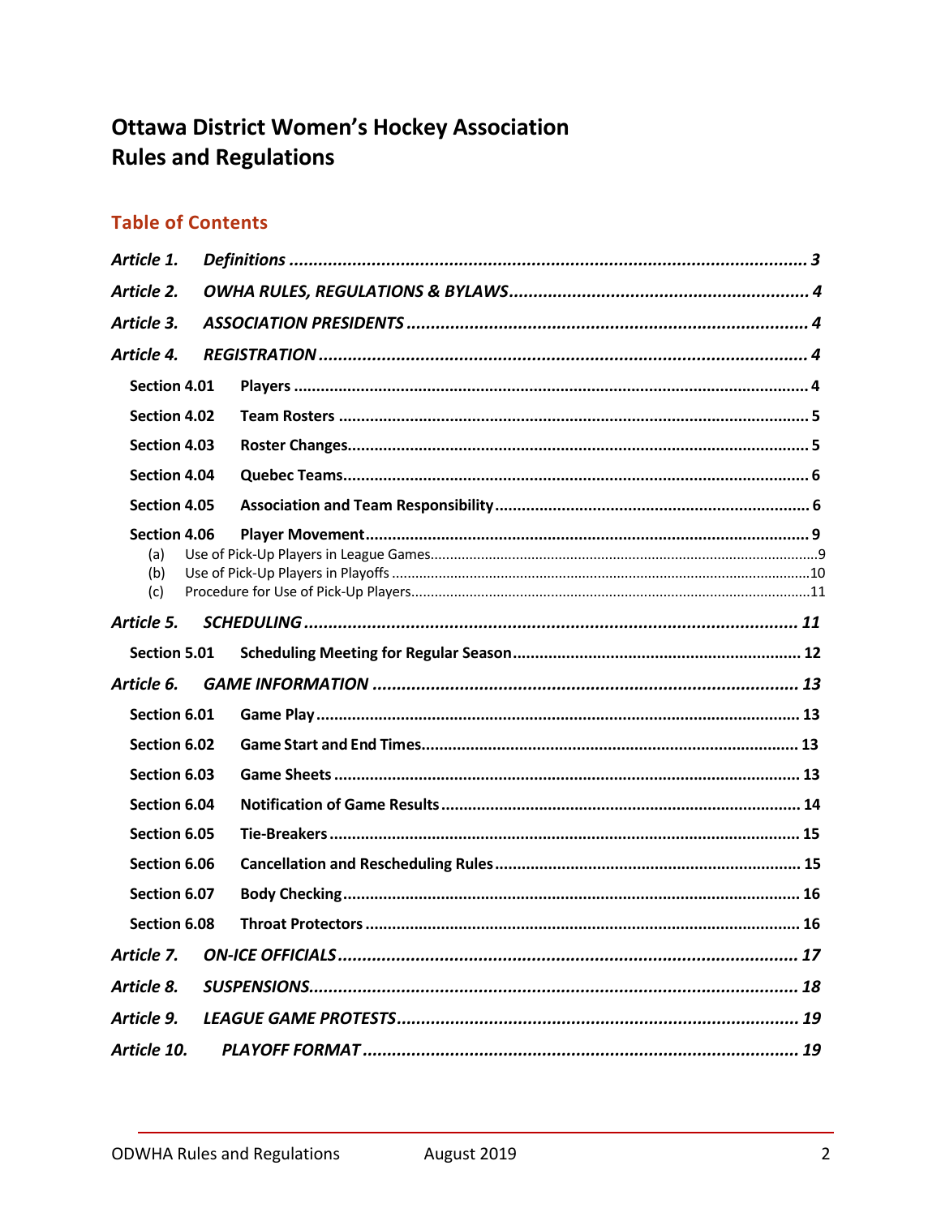# Ottawa District Women's Hockey Association
# Rules and Regulations

## Table of Contents

*Article 1.* *Definitions* ........................................................ *3*

*Article 2.* *OWHA RULES, REGULATIONS & BYLAWS* ........................................................ *4*

*Article 3.* *ASSOCIATION PRESIDENTS* ........................................................ *4*

*Article 4.* *REGISTRATION* ........................................................ *4*

- **Section 4.01** **Players** ........................................................ 4
- **Section 4.02** **Team Rosters** ........................................................ 5
- **Section 4.03** **Roster Changes** ........................................................ 5
- **Section 4.04** **Quebec Teams** ........................................................ 6
- **Section 4.05** **Association and Team Responsibility** ........................................................ 6
- **Section 4.06** **Player Movement** ........................................................ 9
  - (a) Use of Pick-Up Players in League Games ........................................................ 9
  - (b) Use of Pick-Up Players in Playoffs ........................................................ 10
  - (c) Procedure for Use of Pick-Up Players ........................................................ 11

*Article 5.* *SCHEDULING* ........................................................ *11*

- **Section 5.01** **Scheduling Meeting for Regular Season** ........................................................ 12

*Article 6.* *GAME INFORMATION* ........................................................ *13*

- **Section 6.01** **Game Play** ........................................................ 13
- **Section 6.02** **Game Start and End Times** ........................................................ 13
- **Section 6.03** **Game Sheets** ........................................................ 13
- **Section 6.04** **Notification of Game Results** ........................................................ 14
- **Section 6.05** **Tie-Breakers** ........................................................ 15
- **Section 6.06** **Cancellation and Rescheduling Rules** ........................................................ 15
- **Section 6.07** **Body Checking** ........................................................ 16
- **Section 6.08** **Throat Protectors** ........................................................ 16

*Article 7.* *ON-ICE OFFICIALS* ........................................................ *17*

*Article 8.* *SUSPENSIONS* ........................................................ *18*

*Article 9.* *LEAGUE GAME PROTESTS* ........................................................ *19*

*Article 10.* *PLAYOFF FORMAT* ........................................................ *19*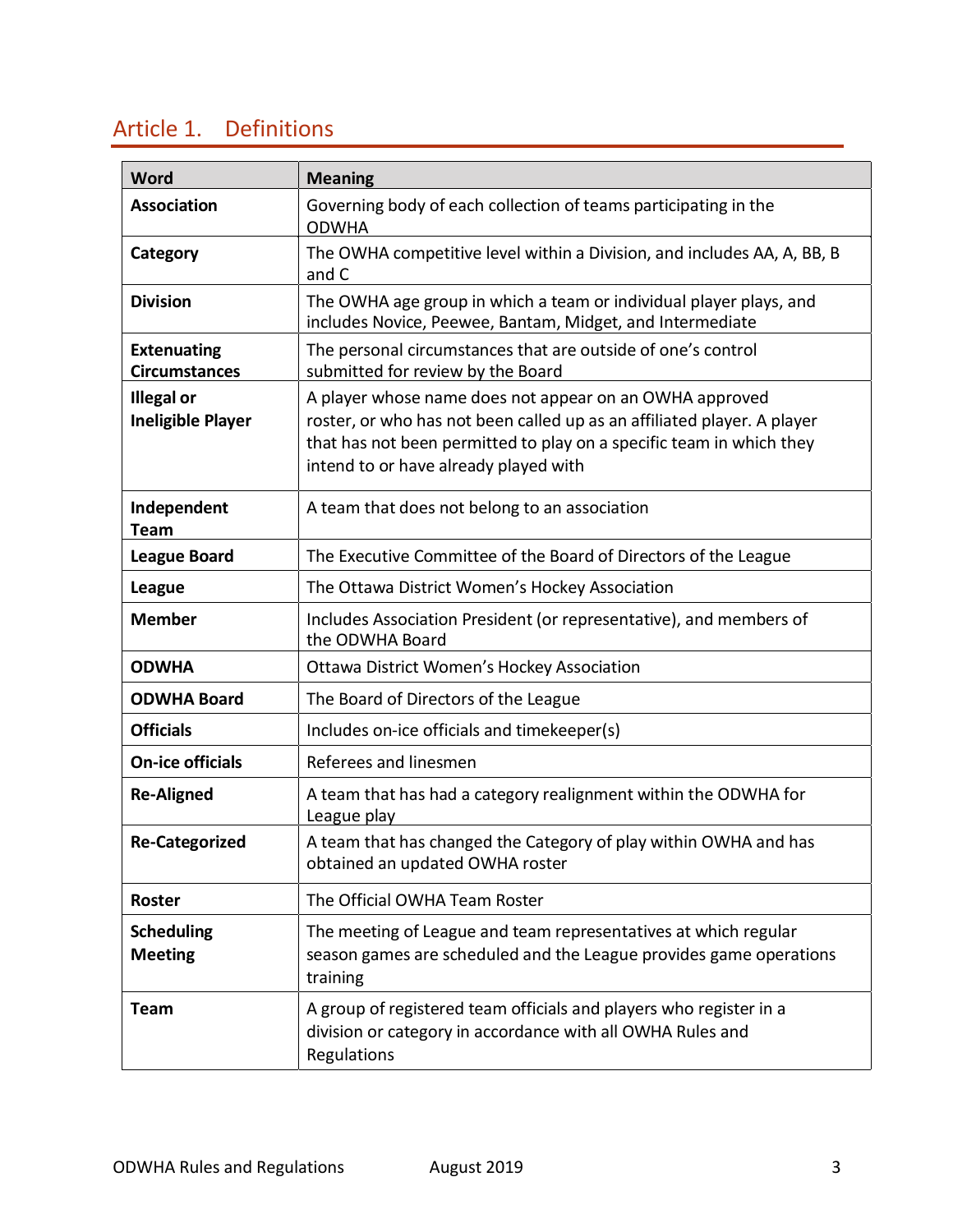# Article 1. Definitions

| Word | Meaning |
| --- | --- |
| **Association** | Governing body of each collection of teams participating in the ODWHA |
| **Category** | The OWHA competitive level within a Division, and includes AA, A, BB, B and C |
| **Division** | The OWHA age group in which a team or individual player plays, and includes Novice, Peewee, Bantam, Midget, and Intermediate |
| **Extenuating Circumstances** | The personal circumstances that are outside of one's control submitted for review by the Board |
| **Illegal or Ineligible Player** | A player whose name does not appear on an OWHA approved roster, or who has not been called up as an affiliated player. A player that has not been permitted to play on a specific team in which they intend to or have already played with |
| **Independent Team** | A team that does not belong to an association |
| **League Board** | The Executive Committee of the Board of Directors of the League |
| **League** | The Ottawa District Women's Hockey Association |
| **Member** | Includes Association President (or representative), and members of the ODWHA Board |
| **ODWHA** | Ottawa District Women's Hockey Association |
| **ODWHA Board** | The Board of Directors of the League |
| **Officials** | Includes on-ice officials and timekeeper(s) |
| **On-ice officials** | Referees and linesmen |
| **Re-Aligned** | A team that has had a category realignment within the ODWHA for League play |
| **Re-Categorized** | A team that has changed the Category of play within OWHA and has obtained an updated OWHA roster |
| **Roster** | The Official OWHA Team Roster |
| **Scheduling Meeting** | The meeting of League and team representatives at which regular season games are scheduled and the League provides game operations training |
| **Team** | A group of registered team officials and players who register in a division or category in accordance with all OWHA Rules and Regulations |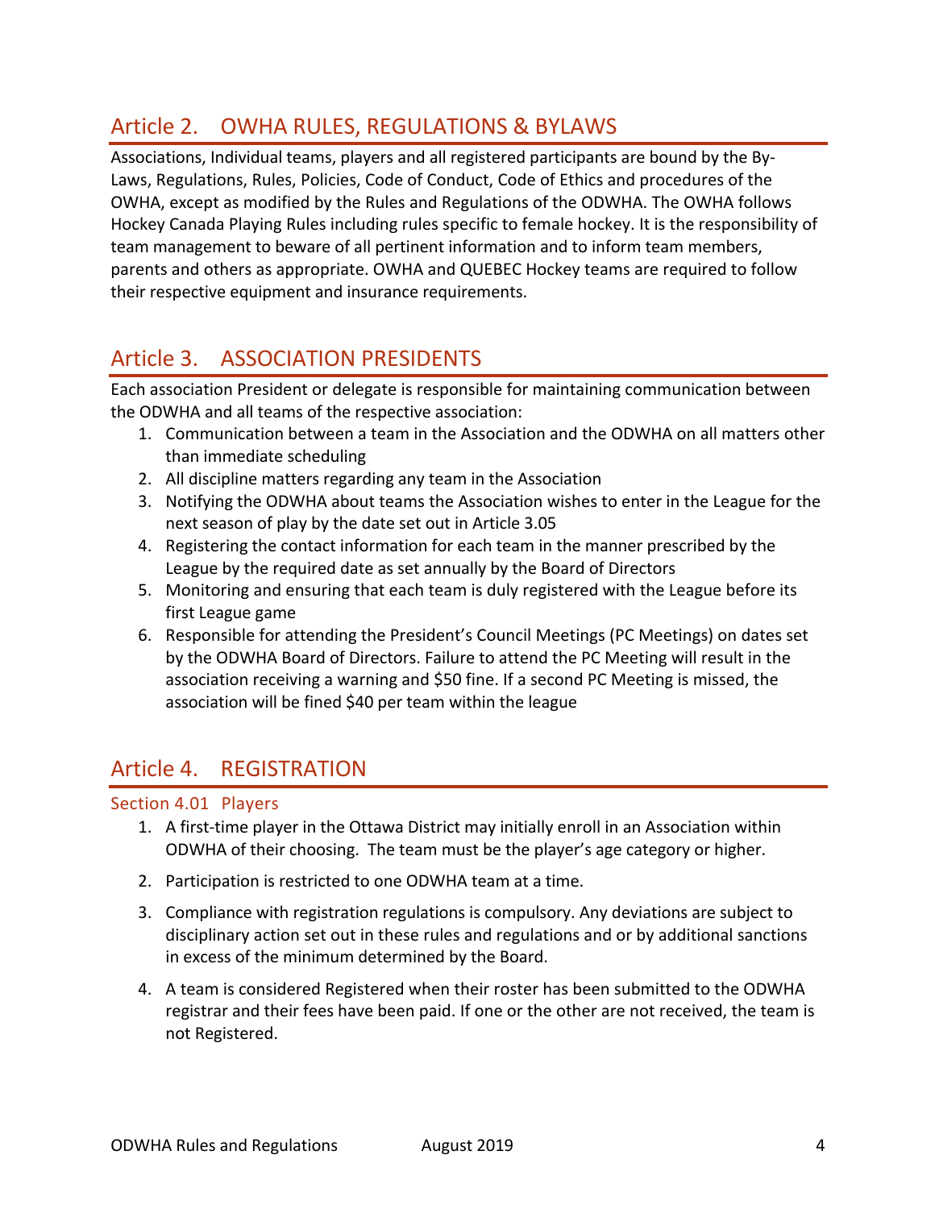## Article 2. OWHA RULES, REGULATIONS & BYLAWS

Associations, Individual teams, players and all registered participants are bound by the By-Laws, Regulations, Rules, Policies, Code of Conduct, Code of Ethics and procedures of the OWHA, except as modified by the Rules and Regulations of the ODWHA. The OWHA follows Hockey Canada Playing Rules including rules specific to female hockey. It is the responsibility of team management to beware of all pertinent information and to inform team members, parents and others as appropriate. OWHA and QUEBEC Hockey teams are required to follow their respective equipment and insurance requirements.

## Article 3. ASSOCIATION PRESIDENTS

Each association President or delegate is responsible for maintaining communication between the ODWHA and all teams of the respective association:

1. Communication between a team in the Association and the ODWHA on all matters other than immediate scheduling
2. All discipline matters regarding any team in the Association
3. Notifying the ODWHA about teams the Association wishes to enter in the League for the next season of play by the date set out in Article 3.05
4. Registering the contact information for each team in the manner prescribed by the League by the required date as set annually by the Board of Directors
5. Monitoring and ensuring that each team is duly registered with the League before its first League game
6. Responsible for attending the President's Council Meetings (PC Meetings) on dates set by the ODWHA Board of Directors. Failure to attend the PC Meeting will result in the association receiving a warning and $50 fine. If a second PC Meeting is missed, the association will be fined $40 per team within the league

## Article 4. REGISTRATION

### Section 4.01 Players

1. A first-time player in the Ottawa District may initially enroll in an Association within ODWHA of their choosing. The team must be the player's age category or higher.

2. Participation is restricted to one ODWHA team at a time.

3. Compliance with registration regulations is compulsory. Any deviations are subject to disciplinary action set out in these rules and regulations and or by additional sanctions in excess of the minimum determined by the Board.

4. A team is considered Registered when their roster has been submitted to the ODWHA registrar and their fees have been paid. If one or the other are not received, the team is not Registered.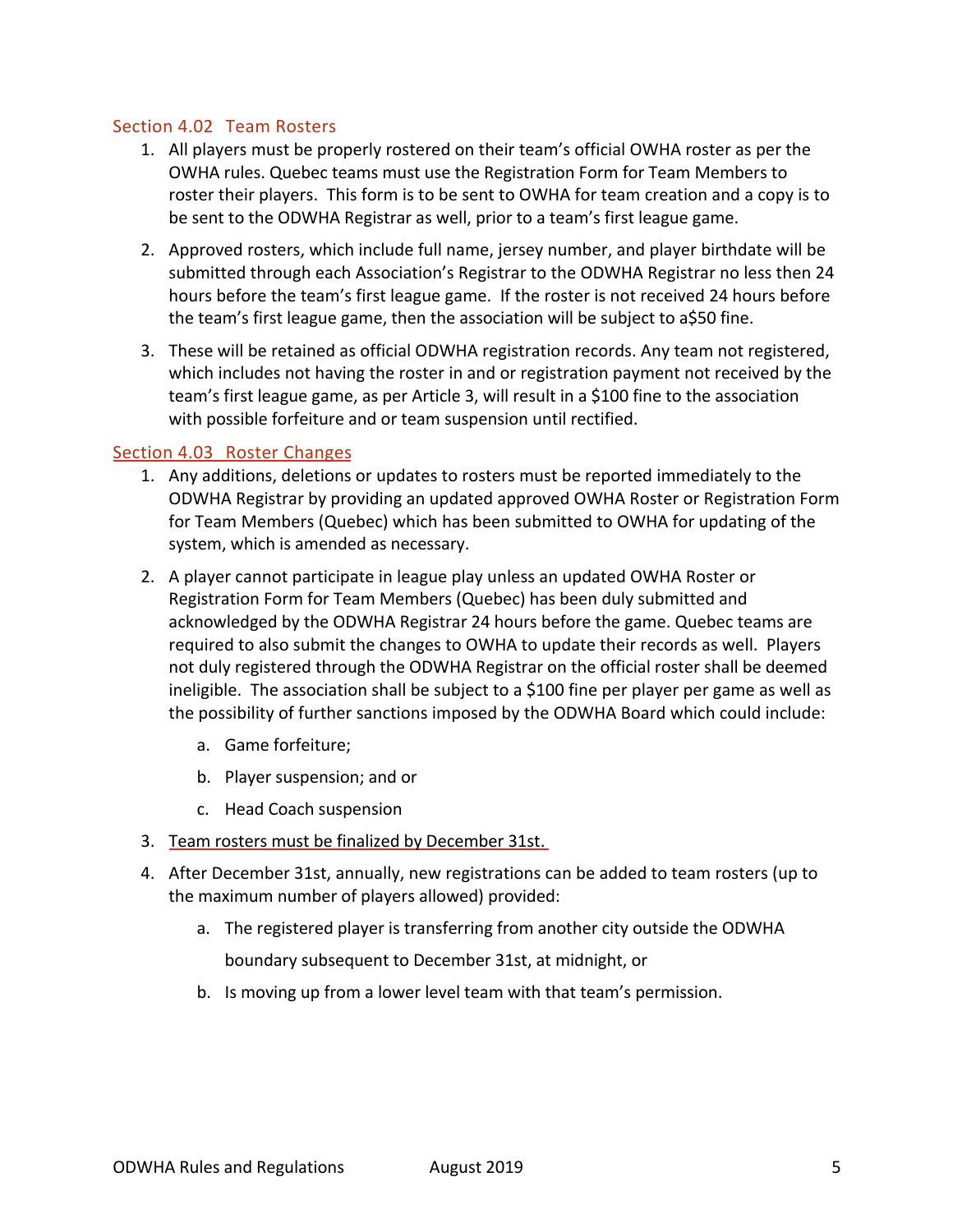### Section 4.02 Team Rosters

1. All players must be properly rostered on their team's official OWHA roster as per the OWHA rules. Quebec teams must use the Registration Form for Team Members to roster their players. This form is to be sent to OWHA for team creation and a copy is to be sent to the ODWHA Registrar as well, prior to a team's first league game.
2. Approved rosters, which include full name, jersey number, and player birthdate will be submitted through each Association's Registrar to the ODWHA Registrar no less then 24 hours before the team's first league game. If the roster is not received 24 hours before the team's first league game, then the association will be subject to a$50 fine.
3. These will be retained as official ODWHA registration records. Any team not registered, which includes not having the roster in and or registration payment not received by the team's first league game, as per Article 3, will result in a $100 fine to the association with possible forfeiture and or team suspension until rectified.

### Section 4.03 Roster Changes

1. Any additions, deletions or updates to rosters must be reported immediately to the ODWHA Registrar by providing an updated approved OWHA Roster or Registration Form for Team Members (Quebec) which has been submitted to OWHA for updating of the system, which is amended as necessary.
2. A player cannot participate in league play unless an updated OWHA Roster or Registration Form for Team Members (Quebec) has been duly submitted and acknowledged by the ODWHA Registrar 24 hours before the game. Quebec teams are required to also submit the changes to OWHA to update their records as well. Players not duly registered through the ODWHA Registrar on the official roster shall be deemed ineligible. The association shall be subject to a $100 fine per player per game as well as the possibility of further sanctions imposed by the ODWHA Board which could include:
   a. Game forfeiture;
   b. Player suspension; and or
   c. Head Coach suspension
3. Team rosters must be finalized by December 31st.
4. After December 31st, annually, new registrations can be added to team rosters (up to the maximum number of players allowed) provided:
   a. The registered player is transferring from another city outside the ODWHA boundary subsequent to December 31st, at midnight, or
   b. Is moving up from a lower level team with that team's permission.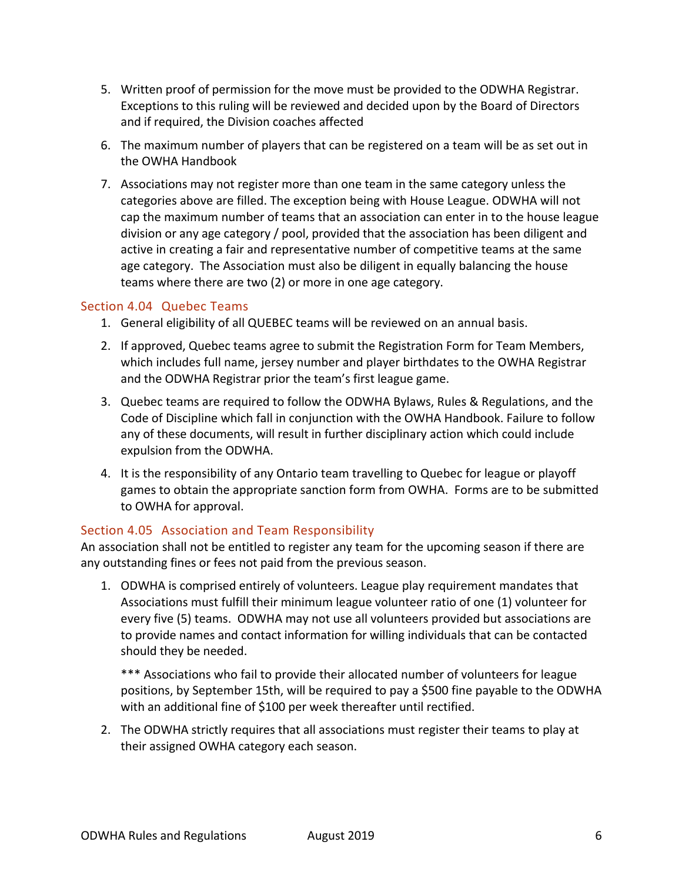5. Written proof of permission for the move must be provided to the ODWHA Registrar. Exceptions to this ruling will be reviewed and decided upon by the Board of Directors and if required, the Division coaches affected
6. The maximum number of players that can be registered on a team will be as set out in the OWHA Handbook
7. Associations may not register more than one team in the same category unless the categories above are filled. The exception being with House League. ODWHA will not cap the maximum number of teams that an association can enter in to the house league division or any age category / pool, provided that the association has been diligent and active in creating a fair and representative number of competitive teams at the same age category. The Association must also be diligent in equally balancing the house teams where there are two (2) or more in one age category.

### Section 4.04 Quebec Teams

1. General eligibility of all QUEBEC teams will be reviewed on an annual basis.
2. If approved, Quebec teams agree to submit the Registration Form for Team Members, which includes full name, jersey number and player birthdates to the OWHA Registrar and the ODWHA Registrar prior the team's first league game.
3. Quebec teams are required to follow the ODWHA Bylaws, Rules & Regulations, and the Code of Discipline which fall in conjunction with the OWHA Handbook. Failure to follow any of these documents, will result in further disciplinary action which could include expulsion from the ODWHA.
4. It is the responsibility of any Ontario team travelling to Quebec for league or playoff games to obtain the appropriate sanction form from OWHA. Forms are to be submitted to OWHA for approval.

### Section 4.05 Association and Team Responsibility

An association shall not be entitled to register any team for the upcoming season if there are any outstanding fines or fees not paid from the previous season.

1. ODWHA is comprised entirely of volunteers. League play requirement mandates that Associations must fulfill their minimum league volunteer ratio of one (1) volunteer for every five (5) teams. ODWHA may not use all volunteers provided but associations are to provide names and contact information for willing individuals that can be contacted should they be needed.

   *** Associations who fail to provide their allocated number of volunteers for league positions, by September 15th, will be required to pay a $500 fine payable to the ODWHA with an additional fine of $100 per week thereafter until rectified.

2. The ODWHA strictly requires that all associations must register their teams to play at their assigned OWHA category each season.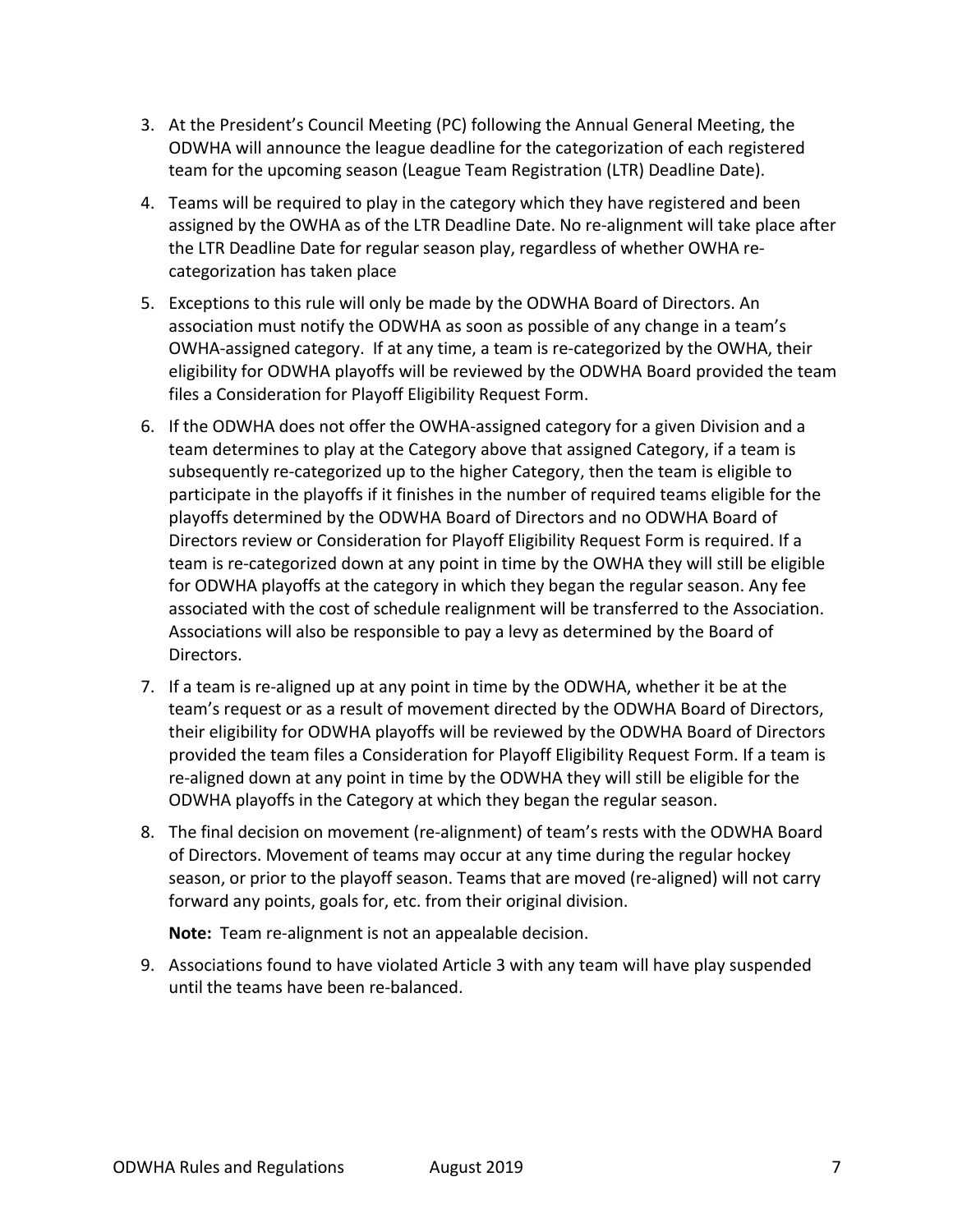3. At the President's Council Meeting (PC) following the Annual General Meeting, the ODWHA will announce the league deadline for the categorization of each registered team for the upcoming season (League Team Registration (LTR) Deadline Date).

4. Teams will be required to play in the category which they have registered and been assigned by the OWHA as of the LTR Deadline Date. No re-alignment will take place after the LTR Deadline Date for regular season play, regardless of whether OWHA re-categorization has taken place

5. Exceptions to this rule will only be made by the ODWHA Board of Directors. An association must notify the ODWHA as soon as possible of any change in a team's OWHA-assigned category. If at any time, a team is re-categorized by the OWHA, their eligibility for ODWHA playoffs will be reviewed by the ODWHA Board provided the team files a Consideration for Playoff Eligibility Request Form.

6. If the ODWHA does not offer the OWHA-assigned category for a given Division and a team determines to play at the Category above that assigned Category, if a team is subsequently re-categorized up to the higher Category, then the team is eligible to participate in the playoffs if it finishes in the number of required teams eligible for the playoffs determined by the ODWHA Board of Directors and no ODWHA Board of Directors review or Consideration for Playoff Eligibility Request Form is required. If a team is re-categorized down at any point in time by the OWHA they will still be eligible for ODWHA playoffs at the category in which they began the regular season. Any fee associated with the cost of schedule realignment will be transferred to the Association. Associations will also be responsible to pay a levy as determined by the Board of Directors.

7. If a team is re-aligned up at any point in time by the ODWHA, whether it be at the team's request or as a result of movement directed by the ODWHA Board of Directors, their eligibility for ODWHA playoffs will be reviewed by the ODWHA Board of Directors provided the team files a Consideration for Playoff Eligibility Request Form. If a team is re-aligned down at any point in time by the ODWHA they will still be eligible for the ODWHA playoffs in the Category at which they began the regular season.

8. The final decision on movement (re-alignment) of team's rests with the ODWHA Board of Directors. Movement of teams may occur at any time during the regular hockey season, or prior to the playoff season. Teams that are moved (re-aligned) will not carry forward any points, goals for, etc. from their original division.

   **Note:** Team re-alignment is not an appealable decision.

9. Associations found to have violated Article 3 with any team will have play suspended until the teams have been re-balanced.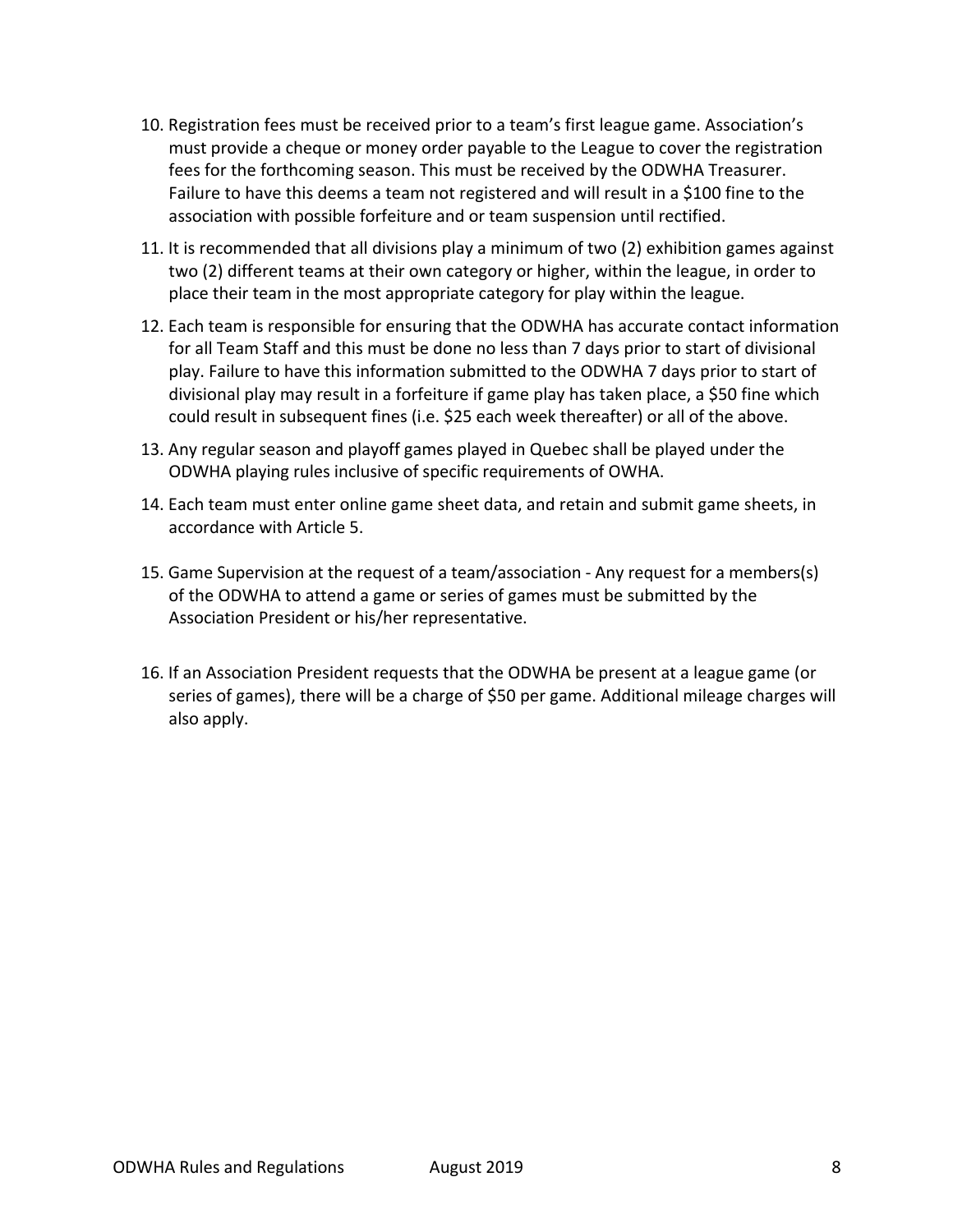10. Registration fees must be received prior to a team's first league game. Association's must provide a cheque or money order payable to the League to cover the registration fees for the forthcoming season. This must be received by the ODWHA Treasurer. Failure to have this deems a team not registered and will result in a $100 fine to the association with possible forfeiture and or team suspension until rectified.

11. It is recommended that all divisions play a minimum of two (2) exhibition games against two (2) different teams at their own category or higher, within the league, in order to place their team in the most appropriate category for play within the league.

12. Each team is responsible for ensuring that the ODWHA has accurate contact information for all Team Staff and this must be done no less than 7 days prior to start of divisional play. Failure to have this information submitted to the ODWHA 7 days prior to start of divisional play may result in a forfeiture if game play has taken place, a $50 fine which could result in subsequent fines (i.e. $25 each week thereafter) or all of the above.

13. Any regular season and playoff games played in Quebec shall be played under the ODWHA playing rules inclusive of specific requirements of OWHA.

14. Each team must enter online game sheet data, and retain and submit game sheets, in accordance with Article 5.

15. Game Supervision at the request of a team/association - Any request for a members(s) of the ODWHA to attend a game or series of games must be submitted by the Association President or his/her representative.

16. If an Association President requests that the ODWHA be present at a league game (or series of games), there will be a charge of $50 per game. Additional mileage charges will also apply.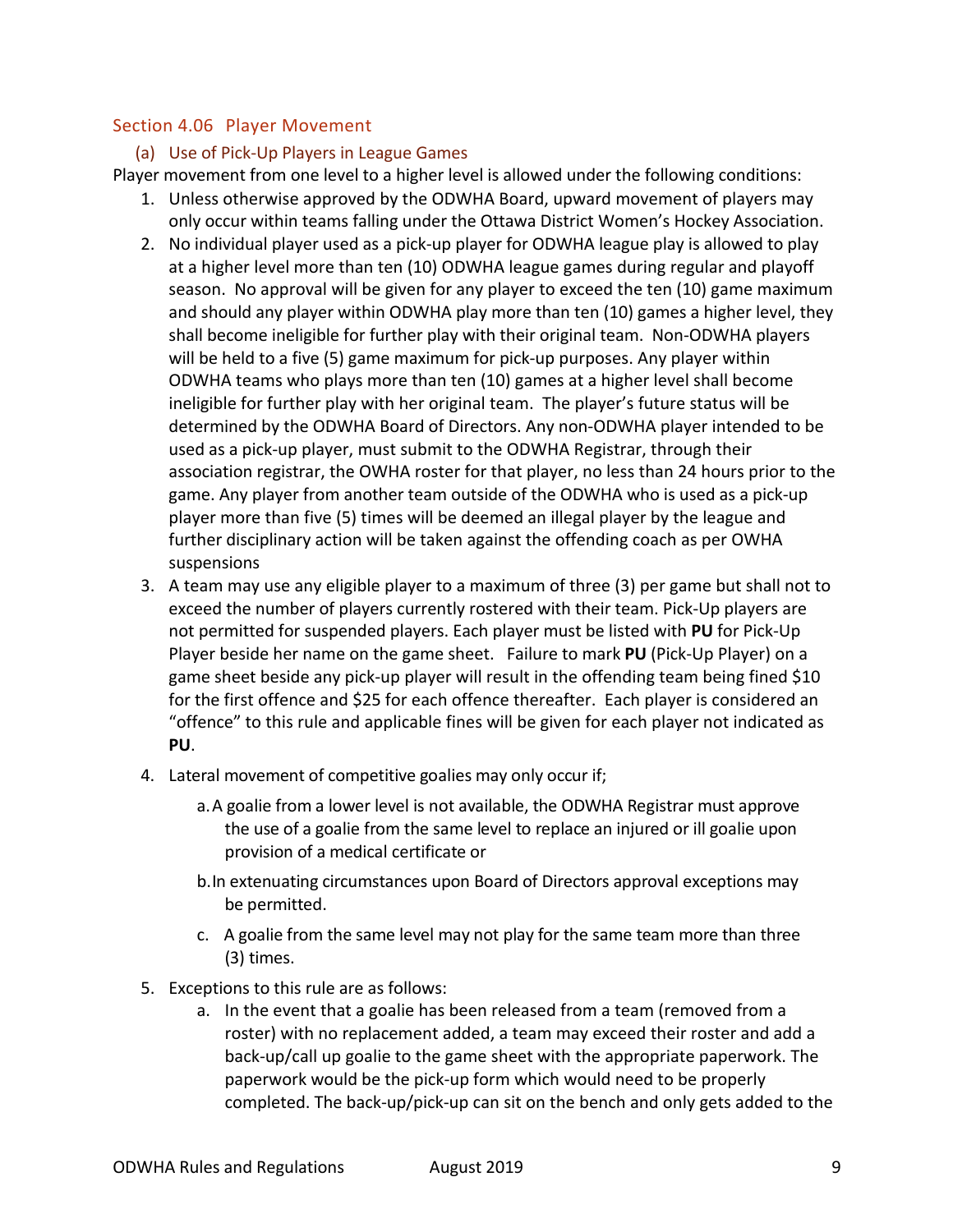## Section 4.06 Player Movement

### (a) Use of Pick-Up Players in League Games

Player movement from one level to a higher level is allowed under the following conditions:

1. Unless otherwise approved by the ODWHA Board, upward movement of players may only occur within teams falling under the Ottawa District Women's Hockey Association.
2. No individual player used as a pick-up player for ODWHA league play is allowed to play at a higher level more than ten (10) ODWHA league games during regular and playoff season. No approval will be given for any player to exceed the ten (10) game maximum and should any player within ODWHA play more than ten (10) games a higher level, they shall become ineligible for further play with their original team. Non-ODWHA players will be held to a five (5) game maximum for pick-up purposes. Any player within ODWHA teams who plays more than ten (10) games at a higher level shall become ineligible for further play with her original team. The player's future status will be determined by the ODWHA Board of Directors. Any non-ODWHA player intended to be used as a pick-up player, must submit to the ODWHA Registrar, through their association registrar, the OWHA roster for that player, no less than 24 hours prior to the game. Any player from another team outside of the ODWHA who is used as a pick-up player more than five (5) times will be deemed an illegal player by the league and further disciplinary action will be taken against the offending coach as per OWHA suspensions
3. A team may use any eligible player to a maximum of three (3) per game but shall not to exceed the number of players currently rostered with their team. Pick-Up players are not permitted for suspended players. Each player must be listed with **PU** for Pick-Up Player beside her name on the game sheet. Failure to mark **PU** (Pick-Up Player) on a game sheet beside any pick-up player will result in the offending team being fined $10 for the first offence and $25 for each offence thereafter. Each player is considered an "offence" to this rule and applicable fines will be given for each player not indicated as **PU**.
4. Lateral movement of competitive goalies may only occur if;
   a. A goalie from a lower level is not available, the ODWHA Registrar must approve the use of a goalie from the same level to replace an injured or ill goalie upon provision of a medical certificate or
   b. In extenuating circumstances upon Board of Directors approval exceptions may be permitted.
   c. A goalie from the same level may not play for the same team more than three (3) times.
5. Exceptions to this rule are as follows:
   a. In the event that a goalie has been released from a team (removed from a roster) with no replacement added, a team may exceed their roster and add a back-up/call up goalie to the game sheet with the appropriate paperwork. The paperwork would be the pick-up form which would need to be properly completed. The back-up/pick-up can sit on the bench and only gets added to the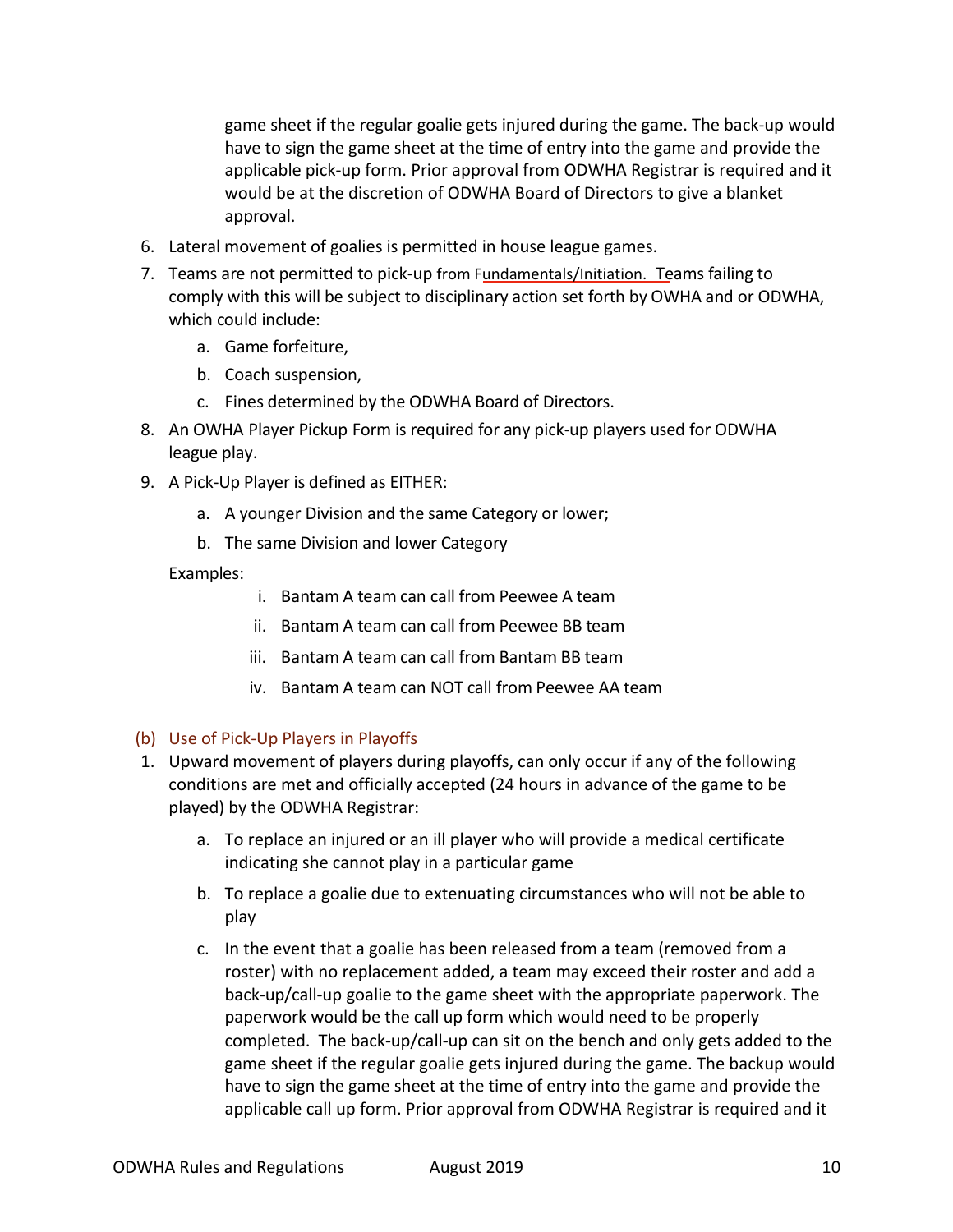game sheet if the regular goalie gets injured during the game. The back-up would have to sign the game sheet at the time of entry into the game and provide the applicable pick-up form. Prior approval from ODWHA Registrar is required and it would be at the discretion of ODWHA Board of Directors to give a blanket approval.

6. Lateral movement of goalies is permitted in house league games.
7. Teams are not permitted to pick-up from Fundamentals/Initiation. Teams failing to comply with this will be subject to disciplinary action set forth by OWHA and or ODWHA, which could include:
   a. Game forfeiture,
   b. Coach suspension,
   c. Fines determined by the ODWHA Board of Directors.
8. An OWHA Player Pickup Form is required for any pick-up players used for ODWHA league play.
9. A Pick-Up Player is defined as EITHER:
   a. A younger Division and the same Category or lower;
   b. The same Division and lower Category

   Examples:
      i. Bantam A team can call from Peewee A team
      ii. Bantam A team can call from Peewee BB team
      iii. Bantam A team can call from Bantam BB team
      iv. Bantam A team can NOT call from Peewee AA team

### (b) Use of Pick-Up Players in Playoffs

1. Upward movement of players during playoffs, can only occur if any of the following conditions are met and officially accepted (24 hours in advance of the game to be played) by the ODWHA Registrar:
   a. To replace an injured or an ill player who will provide a medical certificate indicating she cannot play in a particular game
   b. To replace a goalie due to extenuating circumstances who will not be able to play
   c. In the event that a goalie has been released from a team (removed from a roster) with no replacement added, a team may exceed their roster and add a back-up/call-up goalie to the game sheet with the appropriate paperwork. The paperwork would be the call up form which would need to be properly completed. The back-up/call-up can sit on the bench and only gets added to the game sheet if the regular goalie gets injured during the game. The backup would have to sign the game sheet at the time of entry into the game and provide the applicable call up form. Prior approval from ODWHA Registrar is required and it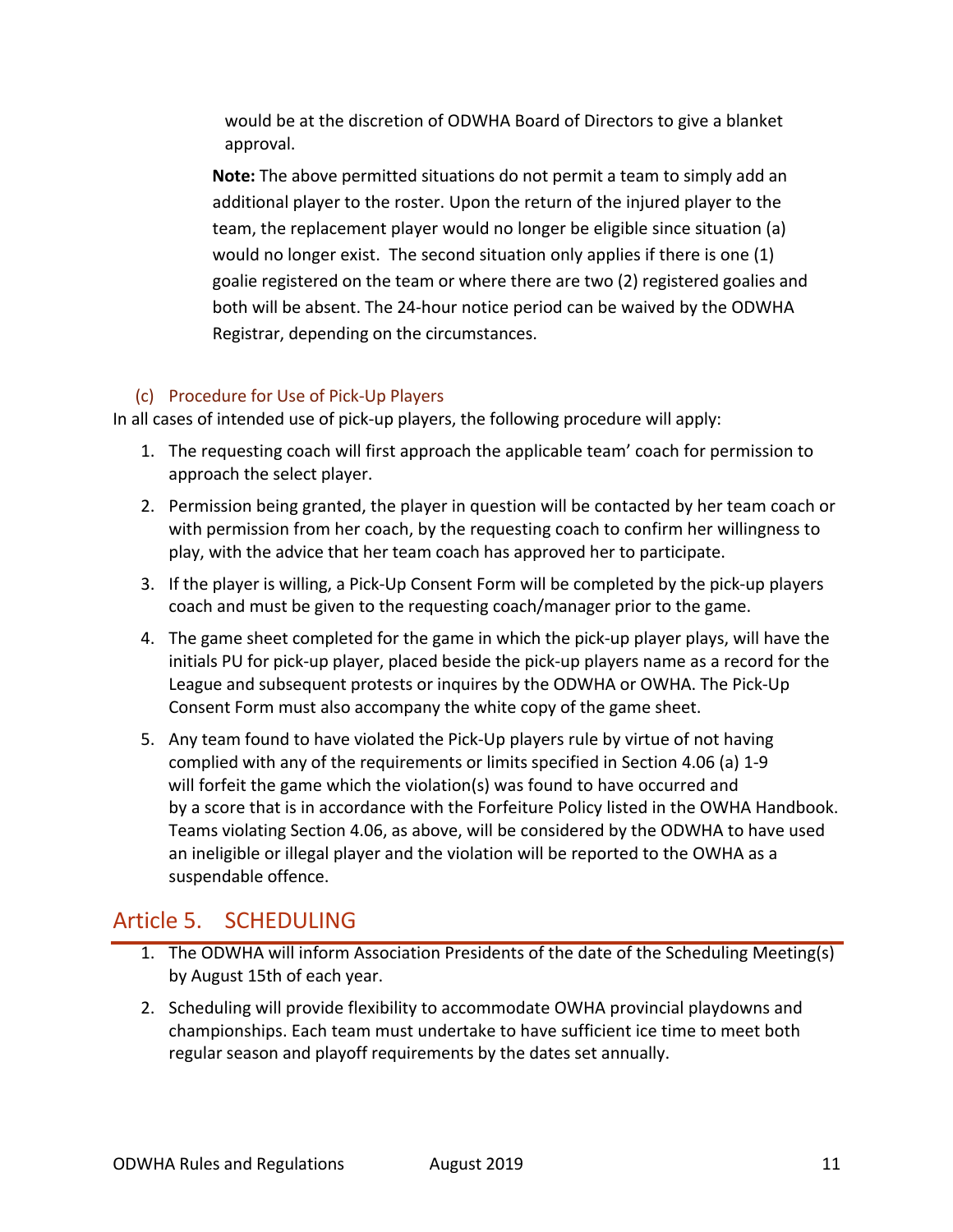would be at the discretion of ODWHA Board of Directors to give a blanket approval.

**Note:** The above permitted situations do not permit a team to simply add an additional player to the roster. Upon the return of the injured player to the team, the replacement player would no longer be eligible since situation (a) would no longer exist. The second situation only applies if there is one (1) goalie registered on the team or where there are two (2) registered goalies and both will be absent. The 24-hour notice period can be waived by the ODWHA Registrar, depending on the circumstances.

### (c) Procedure for Use of Pick-Up Players

In all cases of intended use of pick-up players, the following procedure will apply:

1. The requesting coach will first approach the applicable team' coach for permission to approach the select player.
2. Permission being granted, the player in question will be contacted by her team coach or with permission from her coach, by the requesting coach to confirm her willingness to play, with the advice that her team coach has approved her to participate.
3. If the player is willing, a Pick-Up Consent Form will be completed by the pick-up players coach and must be given to the requesting coach/manager prior to the game.
4. The game sheet completed for the game in which the pick-up player plays, will have the initials PU for pick-up player, placed beside the pick-up players name as a record for the League and subsequent protests or inquires by the ODWHA or OWHA. The Pick-Up Consent Form must also accompany the white copy of the game sheet.
5. Any team found to have violated the Pick-Up players rule by virtue of not having complied with any of the requirements or limits specified in Section 4.06 (a) 1-9 will forfeit the game which the violation(s) was found to have occurred and by a score that is in accordance with the Forfeiture Policy listed in the OWHA Handbook. Teams violating Section 4.06, as above, will be considered by the ODWHA to have used an ineligible or illegal player and the violation will be reported to the OWHA as a suspendable offence.

## Article 5. SCHEDULING

1. The ODWHA will inform Association Presidents of the date of the Scheduling Meeting(s) by August 15th of each year.
2. Scheduling will provide flexibility to accommodate OWHA provincial playdowns and championships. Each team must undertake to have sufficient ice time to meet both regular season and playoff requirements by the dates set annually.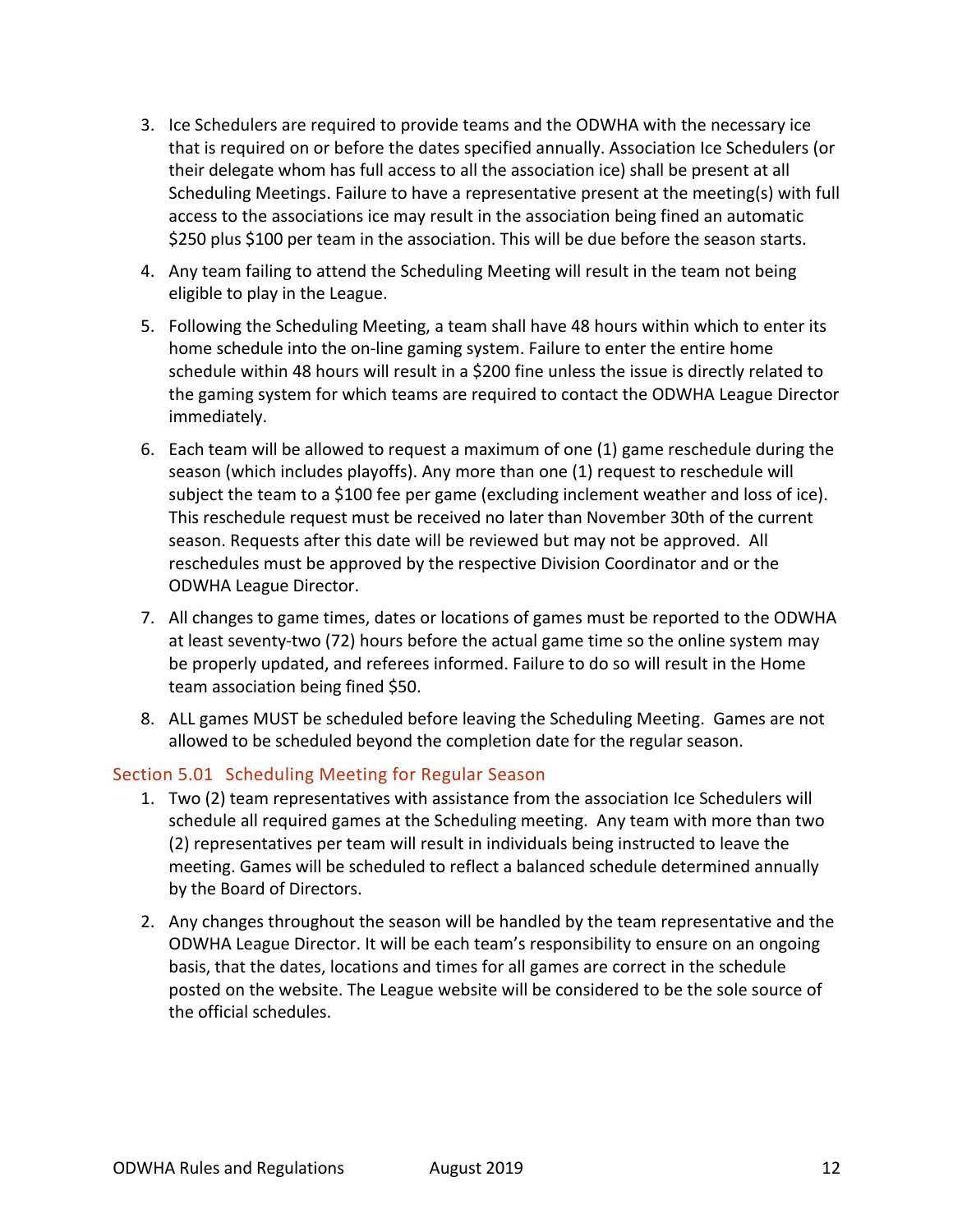3. Ice Schedulers are required to provide teams and the ODWHA with the necessary ice that is required on or before the dates specified annually. Association Ice Schedulers (or their delegate whom has full access to all the association ice) shall be present at all Scheduling Meetings. Failure to have a representative present at the meeting(s) with full access to the associations ice may result in the association being fined an automatic $250 plus $100 per team in the association. This will be due before the season starts.
4. Any team failing to attend the Scheduling Meeting will result in the team not being eligible to play in the League.
5. Following the Scheduling Meeting, a team shall have 48 hours within which to enter its home schedule into the on-line gaming system. Failure to enter the entire home schedule within 48 hours will result in a $200 fine unless the issue is directly related to the gaming system for which teams are required to contact the ODWHA League Director immediately.
6. Each team will be allowed to request a maximum of one (1) game reschedule during the season (which includes playoffs). Any more than one (1) request to reschedule will subject the team to a $100 fee per game (excluding inclement weather and loss of ice). This reschedule request must be received no later than November 30th of the current season. Requests after this date will be reviewed but may not be approved. All reschedules must be approved by the respective Division Coordinator and or the ODWHA League Director.
7. All changes to game times, dates or locations of games must be reported to the ODWHA at least seventy-two (72) hours before the actual game time so the online system may be properly updated, and referees informed. Failure to do so will result in the Home team association being fined $50.
8. ALL games MUST be scheduled before leaving the Scheduling Meeting. Games are not allowed to be scheduled beyond the completion date for the regular season.

### Section 5.01 Scheduling Meeting for Regular Season

1. Two (2) team representatives with assistance from the association Ice Schedulers will schedule all required games at the Scheduling meeting. Any team with more than two (2) representatives per team will result in individuals being instructed to leave the meeting. Games will be scheduled to reflect a balanced schedule determined annually by the Board of Directors.
2. Any changes throughout the season will be handled by the team representative and the ODWHA League Director. It will be each team's responsibility to ensure on an ongoing basis, that the dates, locations and times for all games are correct in the schedule posted on the website. The League website will be considered to be the sole source of the official schedules.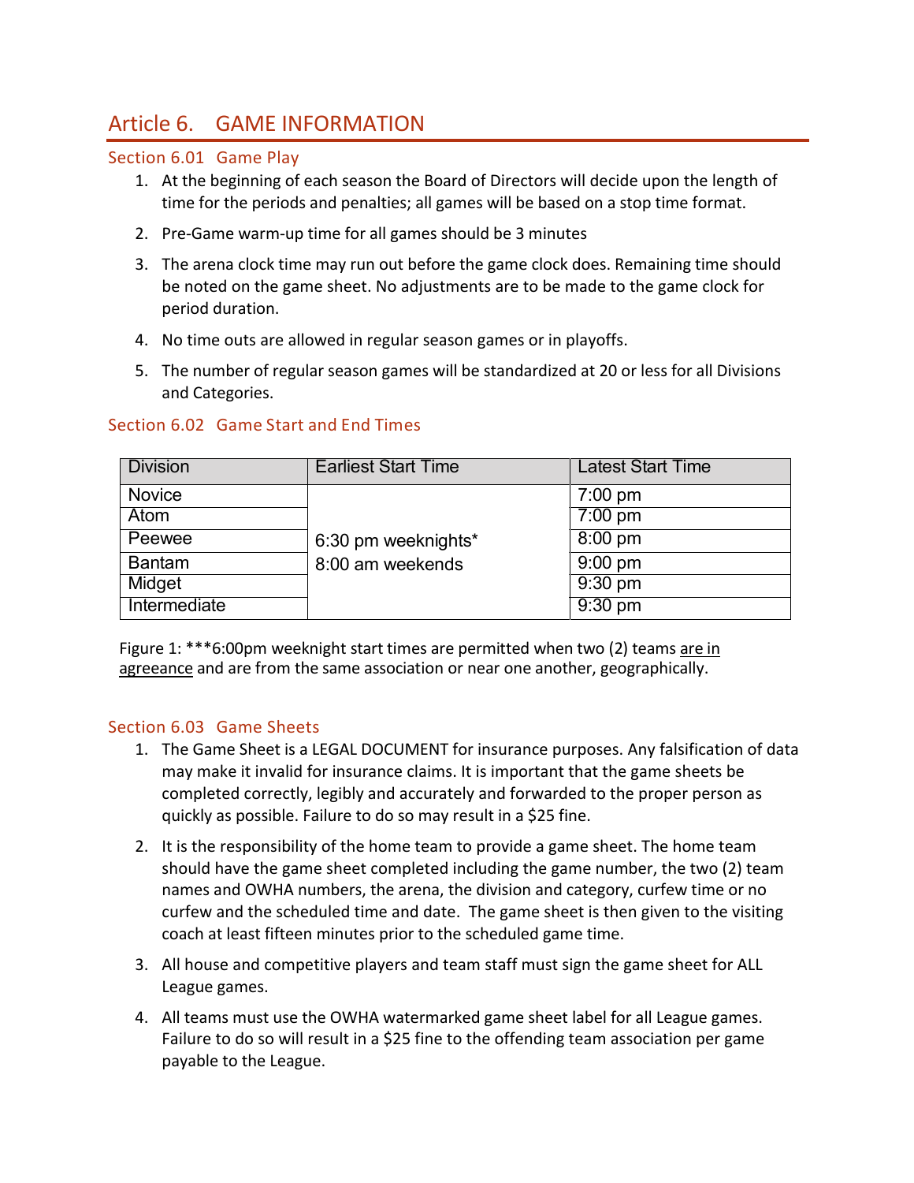# Article 6. GAME INFORMATION

## Section 6.01 Game Play

1. At the beginning of each season the Board of Directors will decide upon the length of time for the periods and penalties; all games will be based on a stop time format.
2. Pre-Game warm-up time for all games should be 3 minutes
3. The arena clock time may run out before the game clock does. Remaining time should be noted on the game sheet. No adjustments are to be made to the game clock for period duration.
4. No time outs are allowed in regular season games or in playoffs.
5. The number of regular season games will be standardized at 20 or less for all Divisions and Categories.

## Section 6.02 Game Start and End Times

| Division | Earliest Start Time | Latest Start Time |
|---|---|---|
| Novice | 6:30 pm weeknights* 8:00 am weekends | 7:00 pm |
| Atom | | 7:00 pm |
| Peewee | | 8:00 pm |
| Bantam | | 9:00 pm |
| Midget | | 9:30 pm |
| Intermediate | | 9:30 pm |

Figure 1: ***6:00pm weeknight start times are permitted when two (2) teams are in agreeance and are from the same association or near one another, geographically.

## Section 6.03 Game Sheets

1. The Game Sheet is a LEGAL DOCUMENT for insurance purposes. Any falsification of data may make it invalid for insurance claims. It is important that the game sheets be completed correctly, legibly and accurately and forwarded to the proper person as quickly as possible. Failure to do so may result in a $25 fine.
2. It is the responsibility of the home team to provide a game sheet. The home team should have the game sheet completed including the game number, the two (2) team names and OWHA numbers, the arena, the division and category, curfew time or no curfew and the scheduled time and date. The game sheet is then given to the visiting coach at least fifteen minutes prior to the scheduled game time.
3. All house and competitive players and team staff must sign the game sheet for ALL League games.
4. All teams must use the OWHA watermarked game sheet label for all League games. Failure to do so will result in a $25 fine to the offending team association per game payable to the League.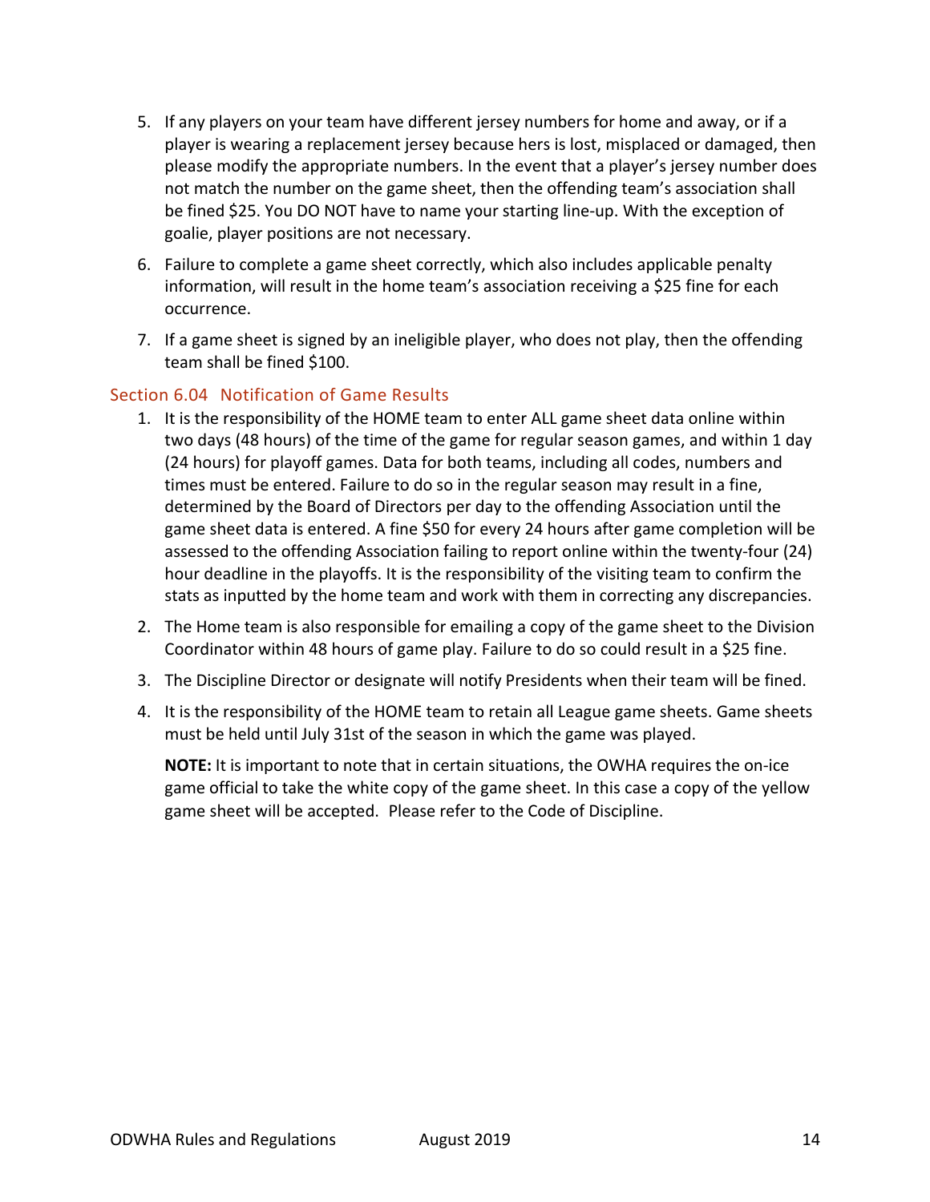5. If any players on your team have different jersey numbers for home and away, or if a player is wearing a replacement jersey because hers is lost, misplaced or damaged, then please modify the appropriate numbers. In the event that a player's jersey number does not match the number on the game sheet, then the offending team's association shall be fined $25. You DO NOT have to name your starting line-up. With the exception of goalie, player positions are not necessary.
6. Failure to complete a game sheet correctly, which also includes applicable penalty information, will result in the home team's association receiving a $25 fine for each occurrence.
7. If a game sheet is signed by an ineligible player, who does not play, then the offending team shall be fined $100.

### Section 6.04 Notification of Game Results

1. It is the responsibility of the HOME team to enter ALL game sheet data online within two days (48 hours) of the time of the game for regular season games, and within 1 day (24 hours) for playoff games. Data for both teams, including all codes, numbers and times must be entered. Failure to do so in the regular season may result in a fine, determined by the Board of Directors per day to the offending Association until the game sheet data is entered. A fine $50 for every 24 hours after game completion will be assessed to the offending Association failing to report online within the twenty-four (24) hour deadline in the playoffs. It is the responsibility of the visiting team to confirm the stats as inputted by the home team and work with them in correcting any discrepancies.
2. The Home team is also responsible for emailing a copy of the game sheet to the Division Coordinator within 48 hours of game play. Failure to do so could result in a $25 fine.
3. The Discipline Director or designate will notify Presidents when their team will be fined.
4. It is the responsibility of the HOME team to retain all League game sheets. Game sheets must be held until July 31st of the season in which the game was played.

   **NOTE:** It is important to note that in certain situations, the OWHA requires the on-ice game official to take the white copy of the game sheet. In this case a copy of the yellow game sheet will be accepted. Please refer to the Code of Discipline.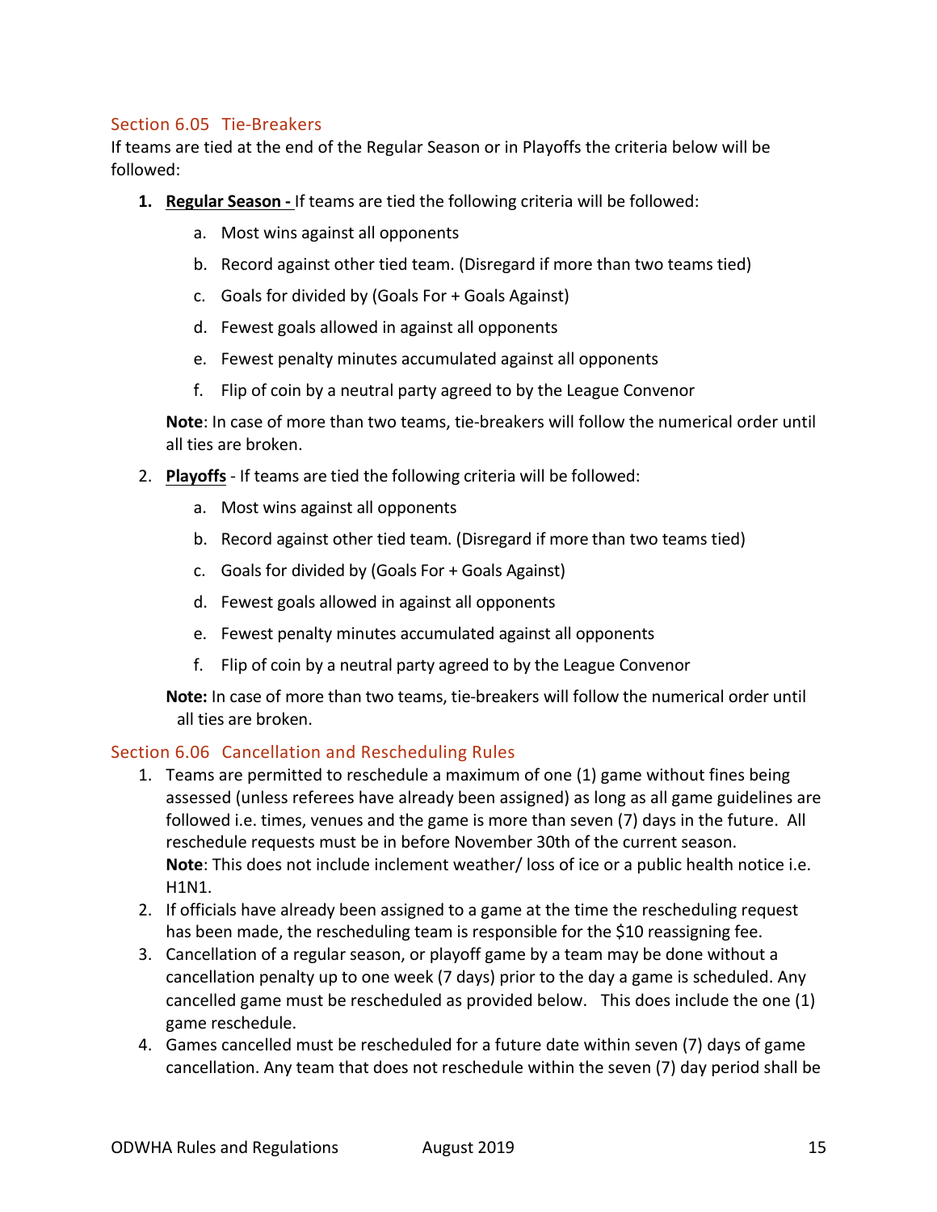## Section 6.05 Tie-Breakers

If teams are tied at the end of the Regular Season or in Playoffs the criteria below will be followed:

1. **Regular Season -** If teams are tied the following criteria will be followed:
   a. Most wins against all opponents
   b. Record against other tied team. (Disregard if more than two teams tied)
   c. Goals for divided by (Goals For + Goals Against)
   d. Fewest goals allowed in against all opponents
   e. Fewest penalty minutes accumulated against all opponents
   f. Flip of coin by a neutral party agreed to by the League Convenor

   **Note**: In case of more than two teams, tie-breakers will follow the numerical order until all ties are broken.

2. **Playoffs** - If teams are tied the following criteria will be followed:
   a. Most wins against all opponents
   b. Record against other tied team. (Disregard if more than two teams tied)
   c. Goals for divided by (Goals For + Goals Against)
   d. Fewest goals allowed in against all opponents
   e. Fewest penalty minutes accumulated against all opponents
   f. Flip of coin by a neutral party agreed to by the League Convenor

   **Note:** In case of more than two teams, tie-breakers will follow the numerical order until all ties are broken.

## Section 6.06 Cancellation and Rescheduling Rules

1. Teams are permitted to reschedule a maximum of one (1) game without fines being assessed (unless referees have already been assigned) as long as all game guidelines are followed i.e. times, venues and the game is more than seven (7) days in the future. All reschedule requests must be in before November 30th of the current season.
   **Note**: This does not include inclement weather/ loss of ice or a public health notice i.e. H1N1.
2. If officials have already been assigned to a game at the time the rescheduling request has been made, the rescheduling team is responsible for the $10 reassigning fee.
3. Cancellation of a regular season, or playoff game by a team may be done without a cancellation penalty up to one week (7 days) prior to the day a game is scheduled. Any cancelled game must be rescheduled as provided below. This does include the one (1) game reschedule.
4. Games cancelled must be rescheduled for a future date within seven (7) days of game cancellation. Any team that does not reschedule within the seven (7) day period shall be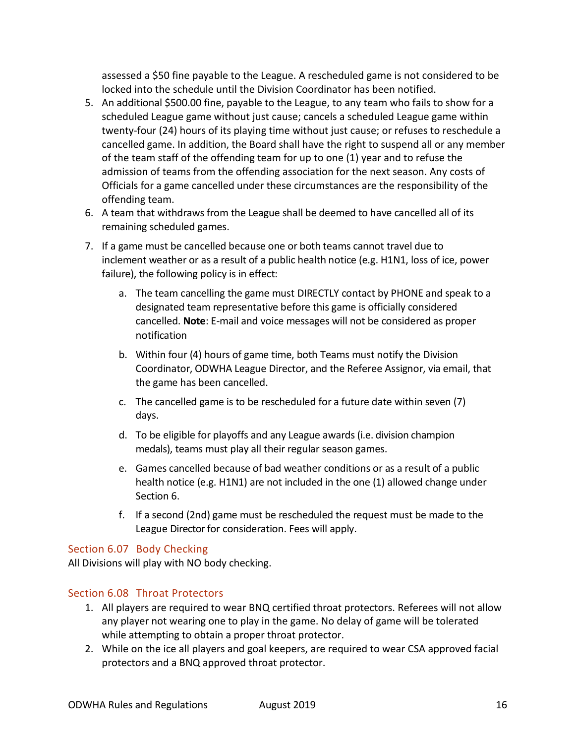assessed a $50 fine payable to the League. A rescheduled game is not considered to be locked into the schedule until the Division Coordinator has been notified.

5. An additional $500.00 fine, payable to the League, to any team who fails to show for a scheduled League game without just cause; cancels a scheduled League game within twenty-four (24) hours of its playing time without just cause; or refuses to reschedule a cancelled game. In addition, the Board shall have the right to suspend all or any member of the team staff of the offending team for up to one (1) year and to refuse the admission of teams from the offending association for the next season. Any costs of Officials for a game cancelled under these circumstances are the responsibility of the offending team.
6. A team that withdraws from the League shall be deemed to have cancelled all of its remaining scheduled games.
7. If a game must be cancelled because one or both teams cannot travel due to inclement weather or as a result of a public health notice (e.g. H1N1, loss of ice, power failure), the following policy is in effect:
    a. The team cancelling the game must DIRECTLY contact by PHONE and speak to a designated team representative before this game is officially considered cancelled. **Note**: E-mail and voice messages will not be considered as proper notification
    b. Within four (4) hours of game time, both Teams must notify the Division Coordinator, ODWHA League Director, and the Referee Assignor, via email, that the game has been cancelled.
    c. The cancelled game is to be rescheduled for a future date within seven (7) days.
    d. To be eligible for playoffs and any League awards (i.e. division champion medals), teams must play all their regular season games.
    e. Games cancelled because of bad weather conditions or as a result of a public health notice (e.g. H1N1) are not included in the one (1) allowed change under Section 6.
    f. If a second (2nd) game must be rescheduled the request must be made to the League Director for consideration. Fees will apply.

### Section 6.07 Body Checking

All Divisions will play with NO body checking.

### Section 6.08 Throat Protectors

1. All players are required to wear BNQ certified throat protectors. Referees will not allow any player not wearing one to play in the game. No delay of game will be tolerated while attempting to obtain a proper throat protector.
2. While on the ice all players and goal keepers, are required to wear CSA approved facial protectors and a BNQ approved throat protector.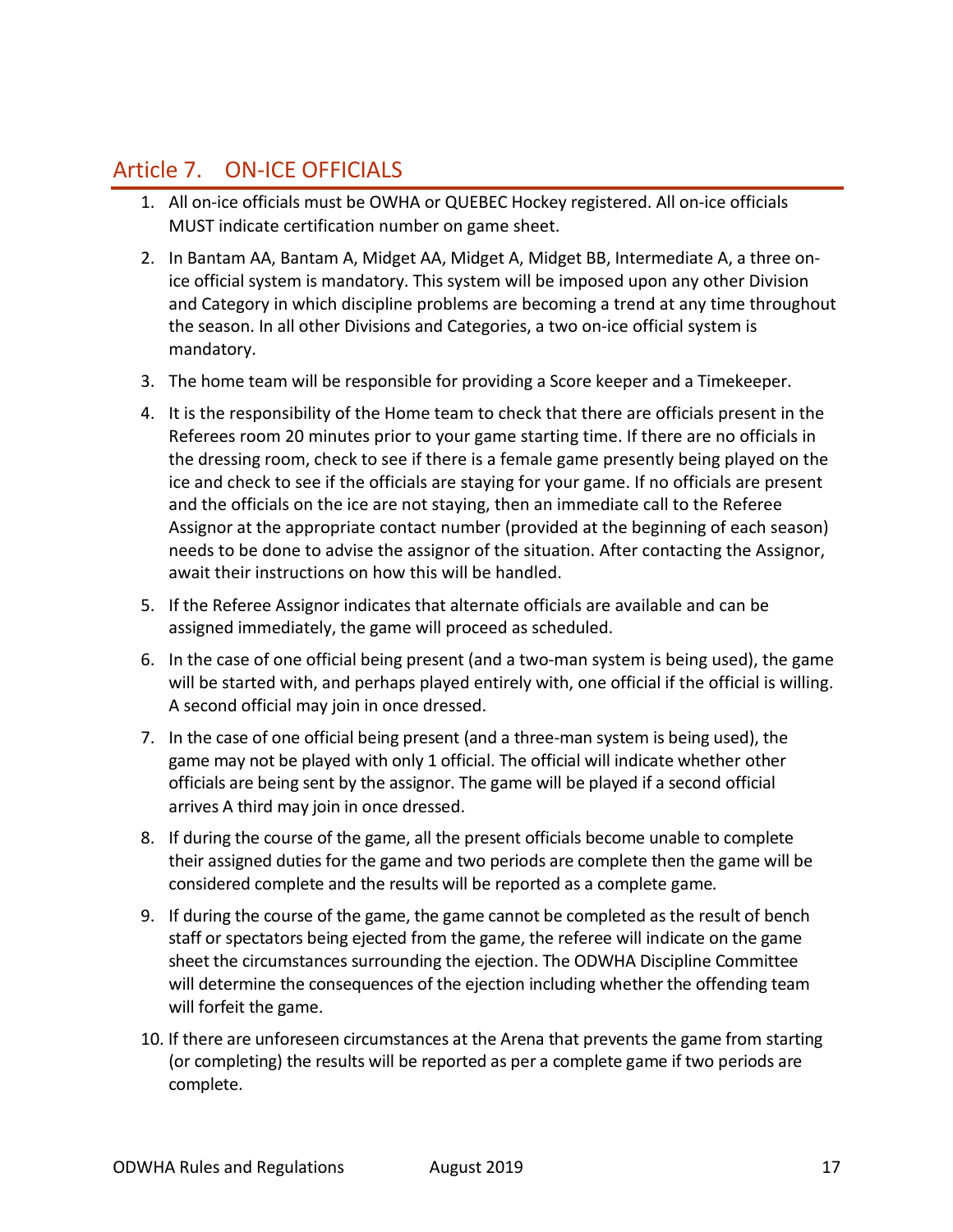## Article 7. ON-ICE OFFICIALS

1. All on-ice officials must be OWHA or QUEBEC Hockey registered. All on-ice officials MUST indicate certification number on game sheet.
2. In Bantam AA, Bantam A, Midget AA, Midget A, Midget BB, Intermediate A, a three on-ice official system is mandatory. This system will be imposed upon any other Division and Category in which discipline problems are becoming a trend at any time throughout the season. In all other Divisions and Categories, a two on-ice official system is mandatory.
3. The home team will be responsible for providing a Score keeper and a Timekeeper.
4. It is the responsibility of the Home team to check that there are officials present in the Referees room 20 minutes prior to your game starting time. If there are no officials in the dressing room, check to see if there is a female game presently being played on the ice and check to see if the officials are staying for your game. If no officials are present and the officials on the ice are not staying, then an immediate call to the Referee Assignor at the appropriate contact number (provided at the beginning of each season) needs to be done to advise the assignor of the situation. After contacting the Assignor, await their instructions on how this will be handled.
5. If the Referee Assignor indicates that alternate officials are available and can be assigned immediately, the game will proceed as scheduled.
6. In the case of one official being present (and a two-man system is being used), the game will be started with, and perhaps played entirely with, one official if the official is willing. A second official may join in once dressed.
7. In the case of one official being present (and a three-man system is being used), the game may not be played with only 1 official. The official will indicate whether other officials are being sent by the assignor. The game will be played if a second official arrives A third may join in once dressed.
8. If during the course of the game, all the present officials become unable to complete their assigned duties for the game and two periods are complete then the game will be considered complete and the results will be reported as a complete game.
9. If during the course of the game, the game cannot be completed as the result of bench staff or spectators being ejected from the game, the referee will indicate on the game sheet the circumstances surrounding the ejection. The ODWHA Discipline Committee will determine the consequences of the ejection including whether the offending team will forfeit the game.
10. If there are unforeseen circumstances at the Arena that prevents the game from starting (or completing) the results will be reported as per a complete game if two periods are complete.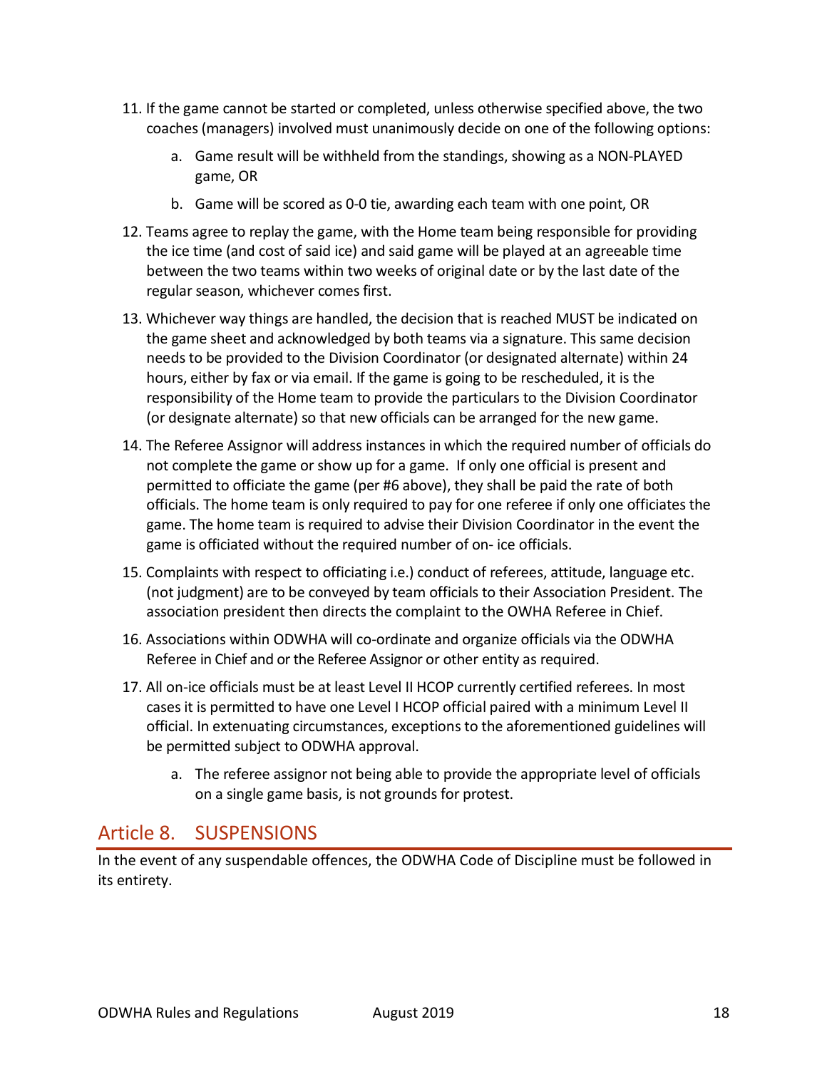11. If the game cannot be started or completed, unless otherwise specified above, the two coaches (managers) involved must unanimously decide on one of the following options:
    a. Game result will be withheld from the standings, showing as a NON-PLAYED game, OR
    b. Game will be scored as 0-0 tie, awarding each team with one point, OR
12. Teams agree to replay the game, with the Home team being responsible for providing the ice time (and cost of said ice) and said game will be played at an agreeable time between the two teams within two weeks of original date or by the last date of the regular season, whichever comes first.
13. Whichever way things are handled, the decision that is reached MUST be indicated on the game sheet and acknowledged by both teams via a signature. This same decision needs to be provided to the Division Coordinator (or designated alternate) within 24 hours, either by fax or via email. If the game is going to be rescheduled, it is the responsibility of the Home team to provide the particulars to the Division Coordinator (or designate alternate) so that new officials can be arranged for the new game.
14. The Referee Assignor will address instances in which the required number of officials do not complete the game or show up for a game. If only one official is present and permitted to officiate the game (per #6 above), they shall be paid the rate of both officials. The home team is only required to pay for one referee if only one officiates the game. The home team is required to advise their Division Coordinator in the event the game is officiated without the required number of on- ice officials.
15. Complaints with respect to officiating i.e.) conduct of referees, attitude, language etc. (not judgment) are to be conveyed by team officials to their Association President. The association president then directs the complaint to the OWHA Referee in Chief.
16. Associations within ODWHA will co-ordinate and organize officials via the ODWHA Referee in Chief and or the Referee Assignor or other entity as required.
17. All on-ice officials must be at least Level II HCOP currently certified referees. In most cases it is permitted to have one Level I HCOP official paired with a minimum Level II official. In extenuating circumstances, exceptions to the aforementioned guidelines will be permitted subject to ODWHA approval.
    a. The referee assignor not being able to provide the appropriate level of officials on a single game basis, is not grounds for protest.

## Article 8. SUSPENSIONS

In the event of any suspendable offences, the ODWHA Code of Discipline must be followed in its entirety.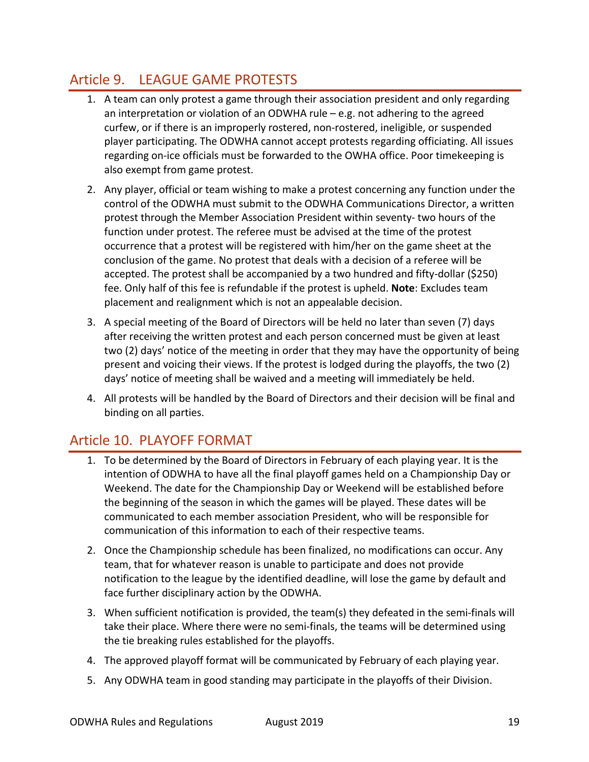## Article 9. LEAGUE GAME PROTESTS

1. A team can only protest a game through their association president and only regarding an interpretation or violation of an ODWHA rule – e.g. not adhering to the agreed curfew, or if there is an improperly rostered, non-rostered, ineligible, or suspended player participating. The ODWHA cannot accept protests regarding officiating. All issues regarding on-ice officials must be forwarded to the OWHA office. Poor timekeeping is also exempt from game protest.
2. Any player, official or team wishing to make a protest concerning any function under the control of the ODWHA must submit to the ODWHA Communications Director, a written protest through the Member Association President within seventy- two hours of the function under protest. The referee must be advised at the time of the protest occurrence that a protest will be registered with him/her on the game sheet at the conclusion of the game. No protest that deals with a decision of a referee will be accepted. The protest shall be accompanied by a two hundred and fifty-dollar ($250) fee. Only half of this fee is refundable if the protest is upheld. **Note**: Excludes team placement and realignment which is not an appealable decision.
3. A special meeting of the Board of Directors will be held no later than seven (7) days after receiving the written protest and each person concerned must be given at least two (2) days' notice of the meeting in order that they may have the opportunity of being present and voicing their views. If the protest is lodged during the playoffs, the two (2) days' notice of meeting shall be waived and a meeting will immediately be held.
4. All protests will be handled by the Board of Directors and their decision will be final and binding on all parties.

## Article 10. PLAYOFF FORMAT

1. To be determined by the Board of Directors in February of each playing year. It is the intention of ODWHA to have all the final playoff games held on a Championship Day or Weekend. The date for the Championship Day or Weekend will be established before the beginning of the season in which the games will be played. These dates will be communicated to each member association President, who will be responsible for communication of this information to each of their respective teams.
2. Once the Championship schedule has been finalized, no modifications can occur. Any team, that for whatever reason is unable to participate and does not provide notification to the league by the identified deadline, will lose the game by default and face further disciplinary action by the ODWHA.
3. When sufficient notification is provided, the team(s) they defeated in the semi-finals will take their place. Where there were no semi-finals, the teams will be determined using the tie breaking rules established for the playoffs.
4. The approved playoff format will be communicated by February of each playing year.
5. Any ODWHA team in good standing may participate in the playoffs of their Division.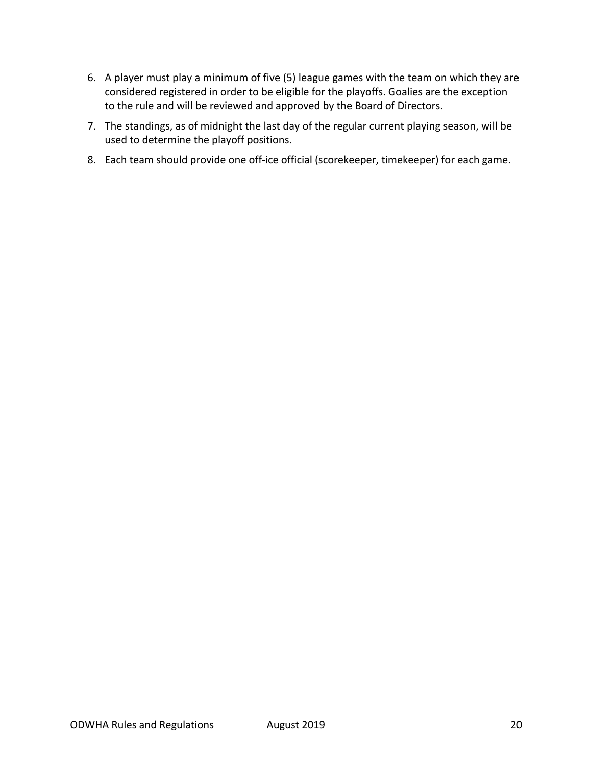6. A player must play a minimum of five (5) league games with the team on which they are considered registered in order to be eligible for the playoffs. Goalies are the exception to the rule and will be reviewed and approved by the Board of Directors.
7. The standings, as of midnight the last day of the regular current playing season, will be used to determine the playoff positions.
8. Each team should provide one off-ice official (scorekeeper, timekeeper) for each game.